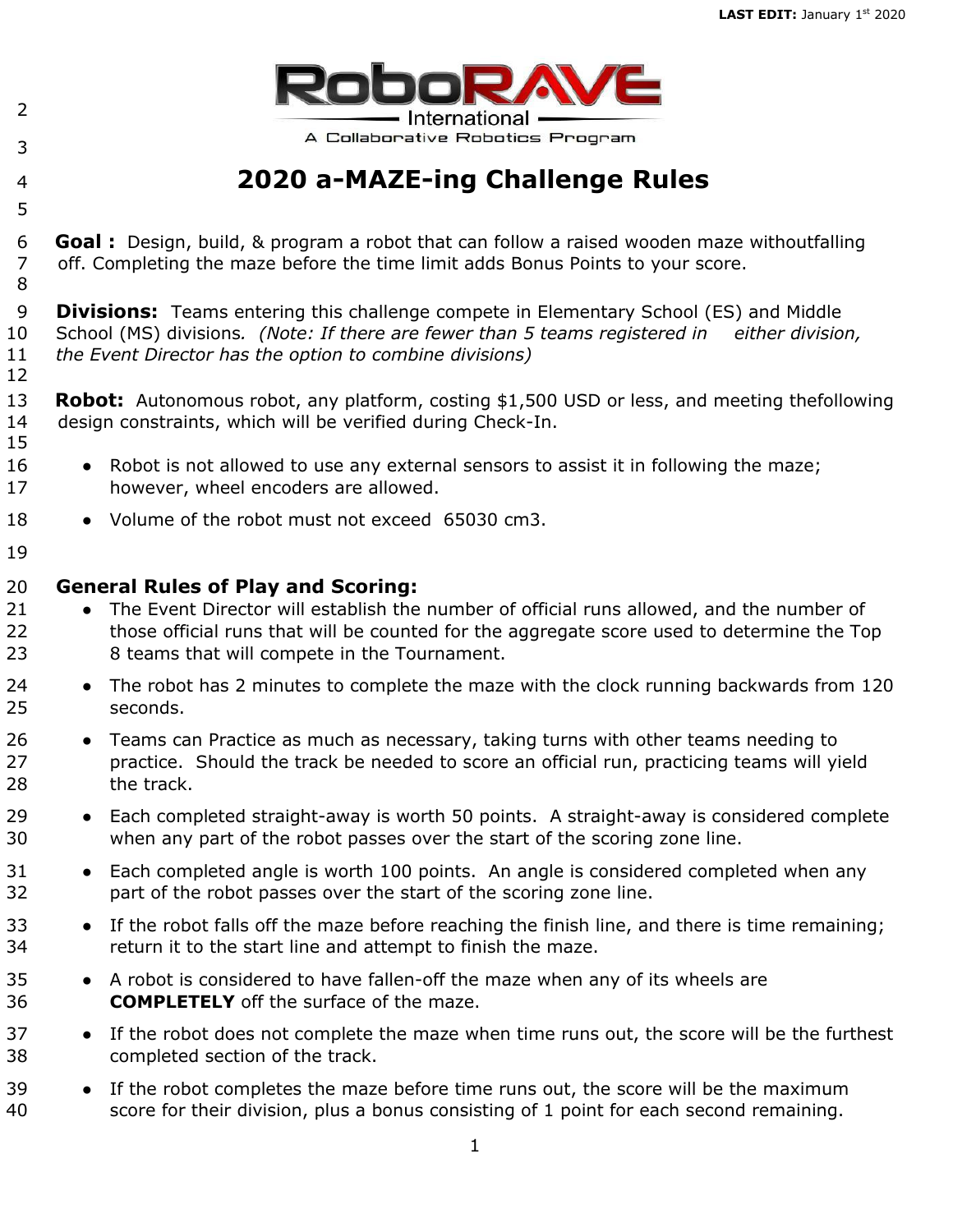RoboRAVE International

A Collaborative Robotics Program

# 2020 a-MAZE-ing Challenge Rules

**Goal :** Design, build, & program a robot that can follow a raised wooden maze withoutfalling off. Completing the maze before the time limit adds Bonus Points to your score.

**Divisions:** Teams entering this challenge compete in Elementary School (ES) and Middle School (MS) divisions*. (Note: If there are fewer than 5 teams registered in either division, the Event Director has the option to combine divisions)*

**Robot:** Autonomous robot, any platform, costing $1,500 USD or less, and meeting thefollowing design constraints, which will be verified during Check-In.

- Robot is not allowed to use any external sensors to assist it in following the maze; however, wheel encoders are allowed.
- Volume of the robot must not exceed 65030 cm3.

## General Rules of Play and Scoring:

- The Event Director will establish the number of official runs allowed, and the number of those official runs that will be counted for the aggregate score used to determine the Top 8 teams that will compete in the Tournament.
- The robot has 2 minutes to complete the maze with the clock running backwards from 120 seconds.
- Teams can Practice as much as necessary, taking turns with other teams needing to practice. Should the track be needed to score an official run, practicing teams will yield the track.
- Each completed straight-away is worth 50 points. A straight-away is considered complete when any part of the robot passes over the start of the scoring zone line.
- Each completed angle is worth 100 points. An angle is considered completed when any part of the robot passes over the start of the scoring zone line.
- If the robot falls off the maze before reaching the finish line, and there is time remaining; return it to the start line and attempt to finish the maze.
- A robot is considered to have fallen-off the maze when any of its wheels are **COMPLETELY** off the surface of the maze.
- If the robot does not complete the maze when time runs out, the score will be the furthest completed section of the track.
- If the robot completes the maze before time runs out, the score will be the maximum score for their division, plus a bonus consisting of 1 point for each second remaining.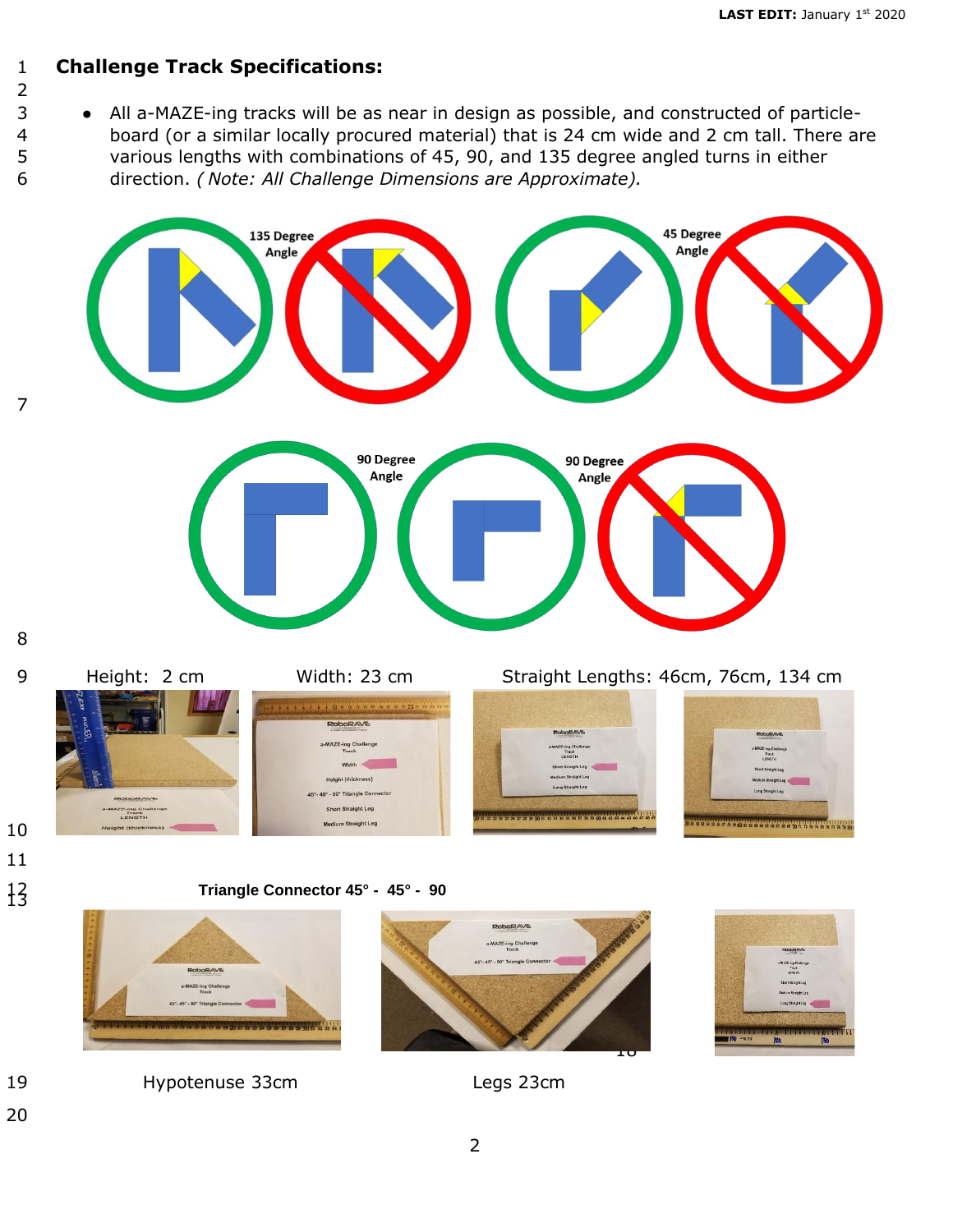## Challenge Track Specifications:

- All a-MAZE-ing tracks will be as near in design as possible, and constructed of particle-board (or a similar locally procured material) that is 24 cm wide and 2 cm tall. There are various lengths with combinations of 45, 90, and 135 degree angled turns in either direction. *( Note: All Challenge Dimensions are Approximate).*

135 Degree Angle

45 Degree Angle

90 Degree Angle

90 Degree Angle

Height: 2 cm

Width: 23 cm

Straight Lengths: 46cm, 76cm, 134 cm

**Triangle Connector 45° - 45° - 90**

Hypotenuse 33cm

Legs 23cm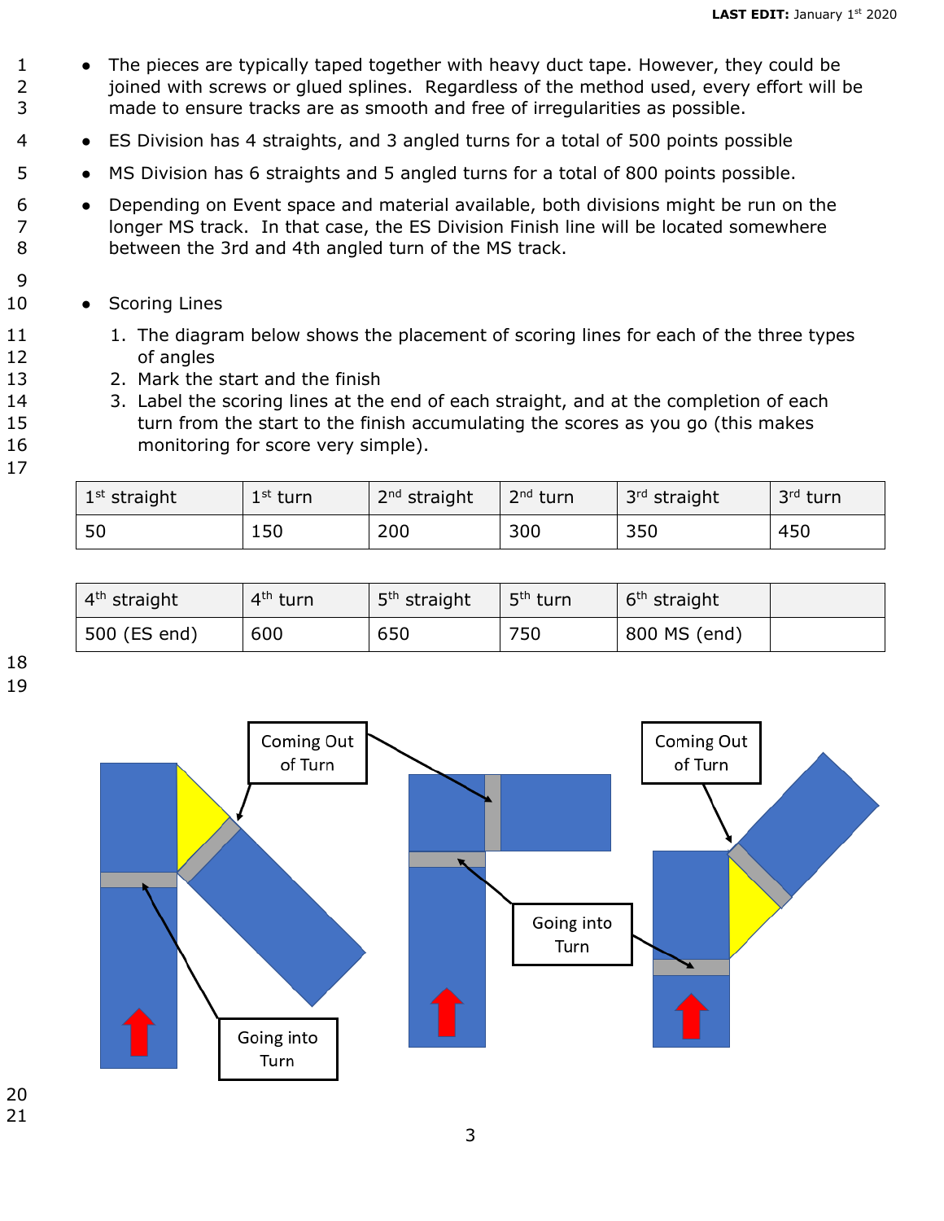- The pieces are typically taped together with heavy duct tape. However, they could be joined with screws or glued splines. Regardless of the method used, every effort will be made to ensure tracks are as smooth and free of irregularities as possible.
- ES Division has 4 straights, and 3 angled turns for a total of 500 points possible
- MS Division has 6 straights and 5 angled turns for a total of 800 points possible.
- Depending on Event space and material available, both divisions might be run on the longer MS track. In that case, the ES Division Finish line will be located somewhere between the 3rd and 4th angled turn of the MS track.

- Scoring Lines
  1. The diagram below shows the placement of scoring lines for each of the three types of angles
  2. Mark the start and the finish
  3. Label the scoring lines at the end of each straight, and at the completion of each turn from the start to the finish accumulating the scores as you go (this makes monitoring for score very simple).

| 1st straight | 1st turn | 2nd straight | 2nd turn | 3rd straight | 3rd turn |
|---|---|---|---|---|---|
| 50 | 150 | 200 | 300 | 350 | 450 |

| 4th straight | 4th turn | 5th straight | 5th turn | 6th straight | |
|---|---|---|---|---|---|
| 500 (ES end) | 600 | 650 | 750 | 800 MS (end) | |

Coming Out of Turn

Going into Turn

Coming Out of Turn

Going into Turn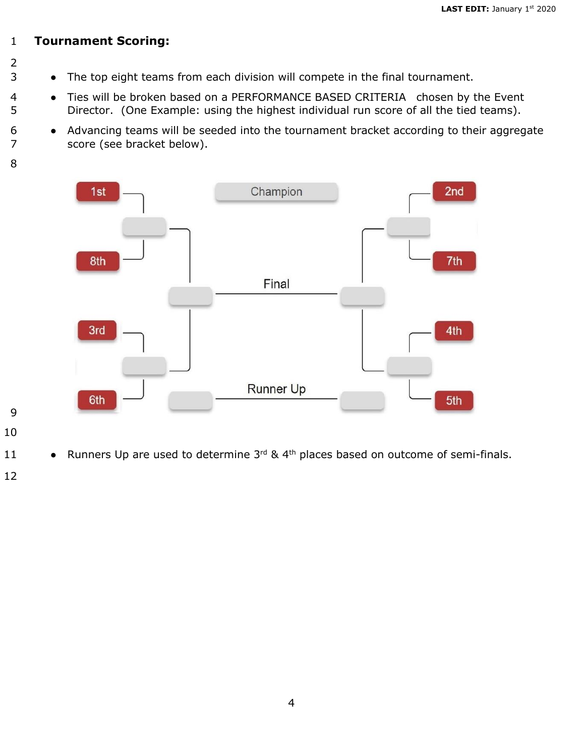# Tournament Scoring:

- The top eight teams from each division will compete in the final tournament.
- Ties will be broken based on a PERFORMANCE BASED CRITERIA chosen by the Event Director. (One Example: using the highest individual run score of all the tied teams).
- Advancing teams will be seeded into the tournament bracket according to their aggregate score (see bracket below).

1st
8th
3rd
6th
Champion
Final
Runner Up
2nd
7th
4th
5th

- Runners Up are used to determine 3rd & 4th places based on outcome of semi-finals.